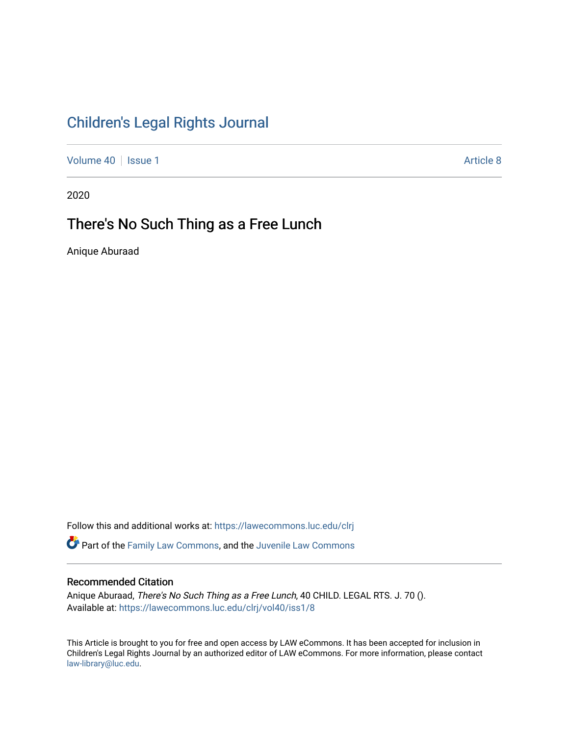# Children's Legal Rights Journal

Volume 40 | Issue 1 | Article 8

2020

## There's No Such Thing as a Free Lunch

Anique Aburaad

Follow this and additional works at: https://lawecommons.luc.edu/clrj

Part of the Family Law Commons, and the Juvenile Law Commons

### Recommended Citation

Anique Aburaad, *There's No Such Thing as a Free Lunch*, 40 CHILD. LEGAL RTS. J. 70 ().
Available at: https://lawecommons.luc.edu/clrj/vol40/iss1/8

This Article is brought to you for free and open access by LAW eCommons. It has been accepted for inclusion in Children's Legal Rights Journal by an authorized editor of LAW eCommons. For more information, please contact law-library@luc.edu.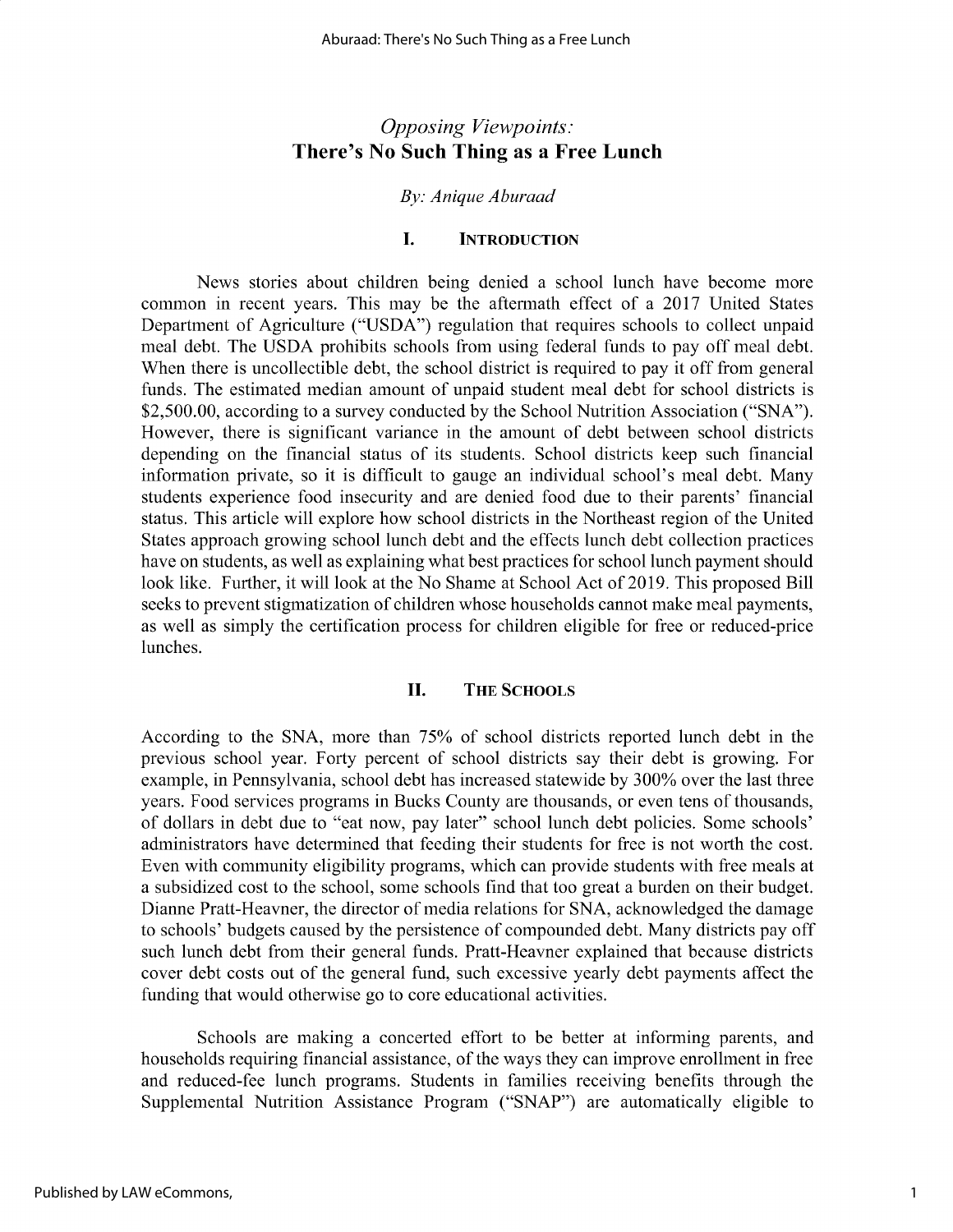# *Opposing Viewpoints:* There's No Such Thing as a Free Lunch

*By: Anique Aburaad*

## I. Introduction

News stories about children being denied a school lunch have become more common in recent years. This may be the aftermath effect of a 2017 United States Department of Agriculture ("USDA") regulation that requires schools to collect unpaid meal debt. The USDA prohibits schools from using federal funds to pay off meal debt. When there is uncollectible debt, the school district is required to pay it off from general funds. The estimated median amount of unpaid student meal debt for school districts is $2,500.00, according to a survey conducted by the School Nutrition Association ("SNA"). However, there is significant variance in the amount of debt between school districts depending on the financial status of its students. School districts keep such financial information private, so it is difficult to gauge an individual school's meal debt. Many students experience food insecurity and are denied food due to their parents' financial status. This article will explore how school districts in the Northeast region of the United States approach growing school lunch debt and the effects lunch debt collection practices have on students, as well as explaining what best practices for school lunch payment should look like. Further, it will look at the No Shame at School Act of 2019. This proposed Bill seeks to prevent stigmatization of children whose households cannot make meal payments, as well as simply the certification process for children eligible for free or reduced-price lunches.

## II. The Schools

According to the SNA, more than 75% of school districts reported lunch debt in the previous school year. Forty percent of school districts say their debt is growing. For example, in Pennsylvania, school debt has increased statewide by 300% over the last three years. Food services programs in Bucks County are thousands, or even tens of thousands, of dollars in debt due to "eat now, pay later" school lunch debt policies. Some schools' administrators have determined that feeding their students for free is not worth the cost. Even with community eligibility programs, which can provide students with free meals at a subsidized cost to the school, some schools find that too great a burden on their budget. Dianne Pratt-Heavner, the director of media relations for SNA, acknowledged the damage to schools' budgets caused by the persistence of compounded debt. Many districts pay off such lunch debt from their general funds. Pratt-Heavner explained that because districts cover debt costs out of the general fund, such excessive yearly debt payments affect the funding that would otherwise go to core educational activities.

Schools are making a concerted effort to be better at informing parents, and households requiring financial assistance, of the ways they can improve enrollment in free and reduced-fee lunch programs. Students in families receiving benefits through the Supplemental Nutrition Assistance Program ("SNAP") are automatically eligible to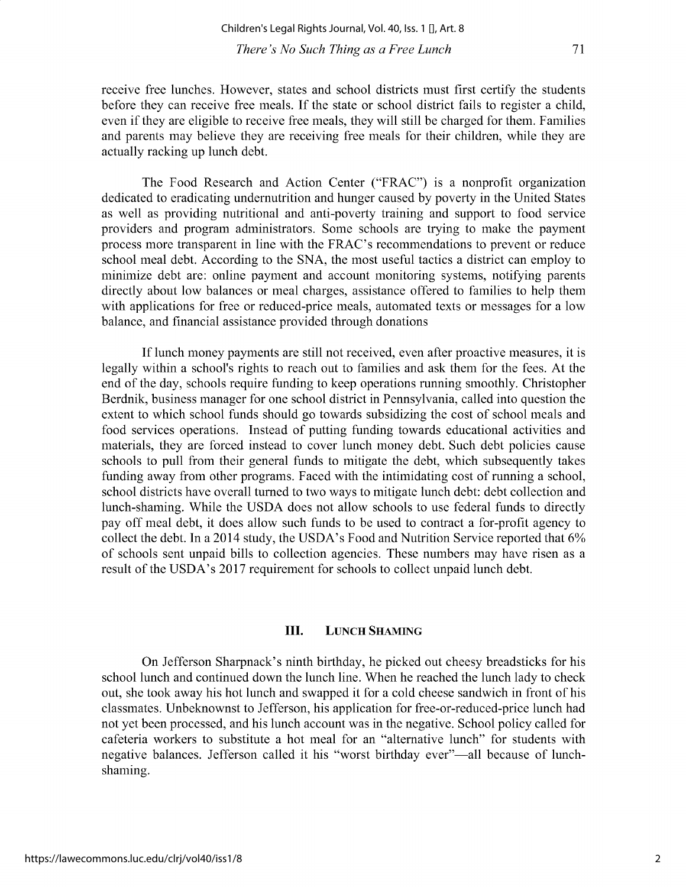receive free lunches. However, states and school districts must first certify the students before they can receive free meals. If the state or school district fails to register a child, even if they are eligible to receive free meals, they will still be charged for them. Families and parents may believe they are receiving free meals for their children, while they are actually racking up lunch debt.

The Food Research and Action Center ("FRAC") is a nonprofit organization dedicated to eradicating undernutrition and hunger caused by poverty in the United States as well as providing nutritional and anti-poverty training and support to food service providers and program administrators. Some schools are trying to make the payment process more transparent in line with the FRAC's recommendations to prevent or reduce school meal debt. According to the SNA, the most useful tactics a district can employ to minimize debt are: online payment and account monitoring systems, notifying parents directly about low balances or meal charges, assistance offered to families to help them with applications for free or reduced-price meals, automated texts or messages for a low balance, and financial assistance provided through donations

If lunch money payments are still not received, even after proactive measures, it is legally within a school's rights to reach out to families and ask them for the fees. At the end of the day, schools require funding to keep operations running smoothly. Christopher Berdnik, business manager for one school district in Pennsylvania, called into question the extent to which school funds should go towards subsidizing the cost of school meals and food services operations. Instead of putting funding towards educational activities and materials, they are forced instead to cover lunch money debt. Such debt policies cause schools to pull from their general funds to mitigate the debt, which subsequently takes funding away from other programs. Faced with the intimidating cost of running a school, school districts have overall turned to two ways to mitigate lunch debt: debt collection and lunch-shaming. While the USDA does not allow schools to use federal funds to directly pay off meal debt, it does allow such funds to be used to contract a for-profit agency to collect the debt. In a 2014 study, the USDA's Food and Nutrition Service reported that 6% of schools sent unpaid bills to collection agencies. These numbers may have risen as a result of the USDA's 2017 requirement for schools to collect unpaid lunch debt.

## III. Lunch Shaming

On Jefferson Sharpnack's ninth birthday, he picked out cheesy breadsticks for his school lunch and continued down the lunch line. When he reached the lunch lady to check out, she took away his hot lunch and swapped it for a cold cheese sandwich in front of his classmates. Unbeknownst to Jefferson, his application for free-or-reduced-price lunch had not yet been processed, and his lunch account was in the negative. School policy called for cafeteria workers to substitute a hot meal for an "alternative lunch" for students with negative balances. Jefferson called it his "worst birthday ever"—all because of lunch-shaming.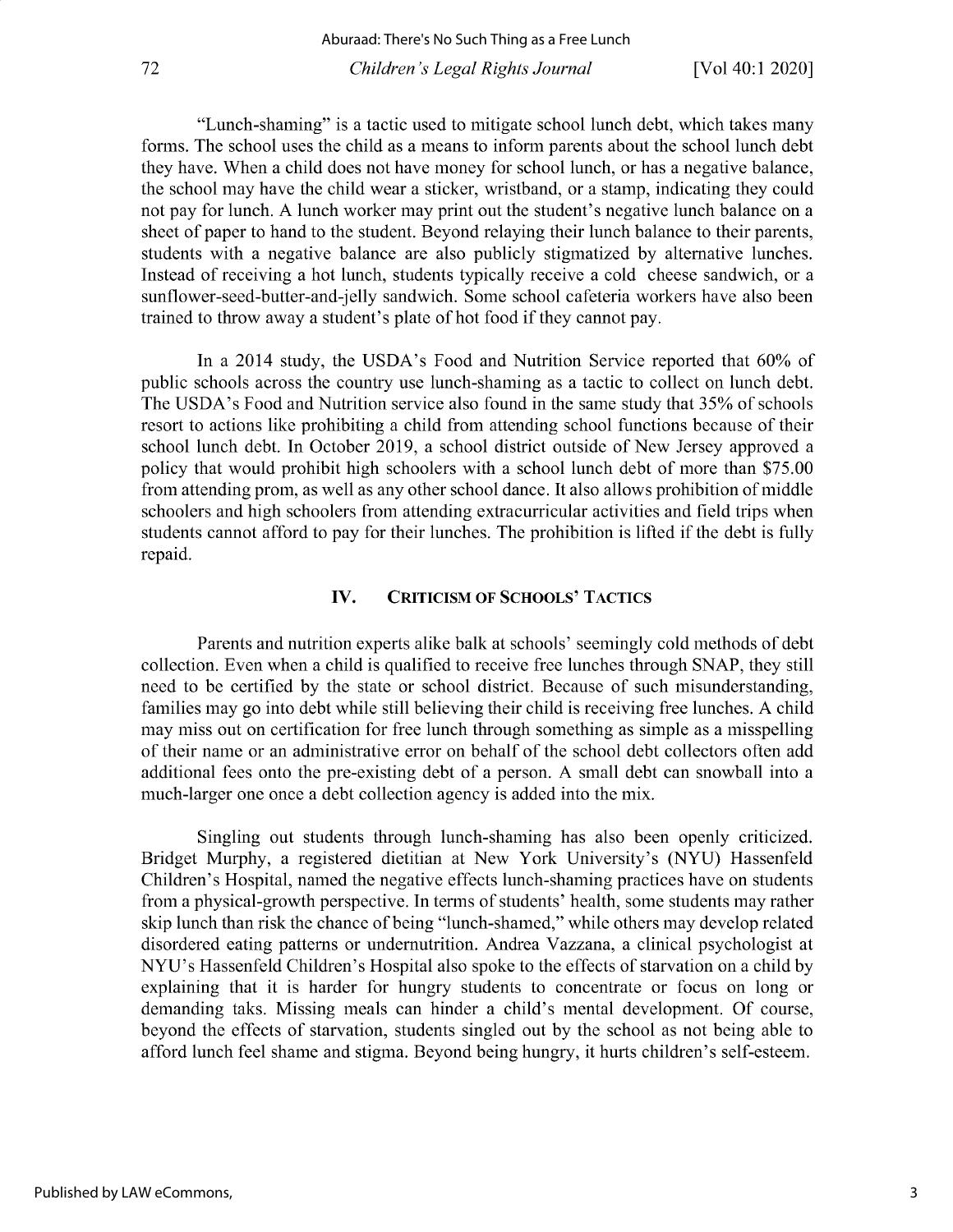"Lunch-shaming" is a tactic used to mitigate school lunch debt, which takes many forms. The school uses the child as a means to inform parents about the school lunch debt they have. When a child does not have money for school lunch, or has a negative balance, the school may have the child wear a sticker, wristband, or a stamp, indicating they could not pay for lunch. A lunch worker may print out the student's negative lunch balance on a sheet of paper to hand to the student. Beyond relaying their lunch balance to their parents, students with a negative balance are also publicly stigmatized by alternative lunches. Instead of receiving a hot lunch, students typically receive a cold cheese sandwich, or a sunflower-seed-butter-and-jelly sandwich. Some school cafeteria workers have also been trained to throw away a student's plate of hot food if they cannot pay.

In a 2014 study, the USDA's Food and Nutrition Service reported that 60% of public schools across the country use lunch-shaming as a tactic to collect on lunch debt. The USDA's Food and Nutrition service also found in the same study that 35% of schools resort to actions like prohibiting a child from attending school functions because of their school lunch debt. In October 2019, a school district outside of New Jersey approved a policy that would prohibit high schoolers with a school lunch debt of more than $75.00 from attending prom, as well as any other school dance. It also allows prohibition of middle schoolers and high schoolers from attending extracurricular activities and field trips when students cannot afford to pay for their lunches. The prohibition is lifted if the debt is fully repaid.

## IV. Criticism of Schools' Tactics

Parents and nutrition experts alike balk at schools' seemingly cold methods of debt collection. Even when a child is qualified to receive free lunches through SNAP, they still need to be certified by the state or school district. Because of such misunderstanding, families may go into debt while still believing their child is receiving free lunches. A child may miss out on certification for free lunch through something as simple as a misspelling of their name or an administrative error on behalf of the school debt collectors often add additional fees onto the pre-existing debt of a person. A small debt can snowball into a much-larger one once a debt collection agency is added into the mix.

Singling out students through lunch-shaming has also been openly criticized. Bridget Murphy, a registered dietitian at New York University's (NYU) Hassenfeld Children's Hospital, named the negative effects lunch-shaming practices have on students from a physical-growth perspective. In terms of students' health, some students may rather skip lunch than risk the chance of being "lunch-shamed," while others may develop related disordered eating patterns or undernutrition. Andrea Vazzana, a clinical psychologist at NYU's Hassenfeld Children's Hospital also spoke to the effects of starvation on a child by explaining that it is harder for hungry students to concentrate or focus on long or demanding taks. Missing meals can hinder a child's mental development. Of course, beyond the effects of starvation, students singled out by the school as not being able to afford lunch feel shame and stigma. Beyond being hungry, it hurts children's self-esteem.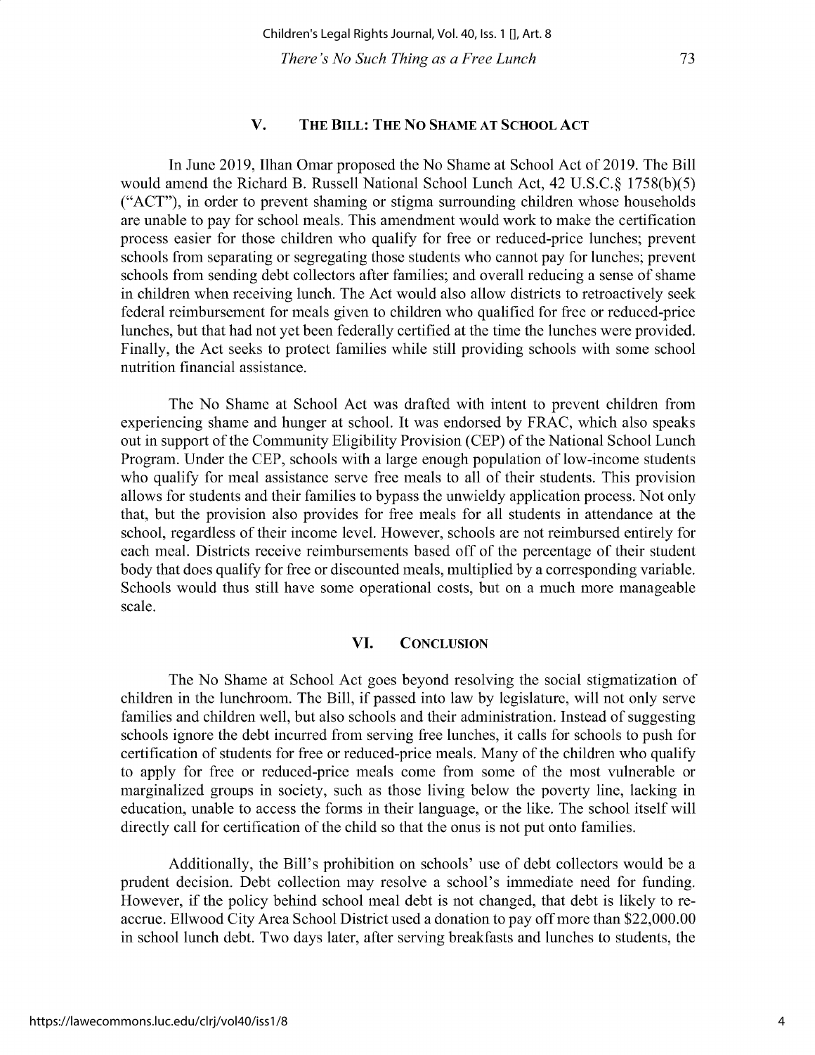## V. THE BILL: THE NO SHAME AT SCHOOL ACT

In June 2019, Ilhan Omar proposed the No Shame at School Act of 2019. The Bill would amend the Richard B. Russell National School Lunch Act, 42 U.S.C.§ 1758(b)(5) ("ACT"), in order to prevent shaming or stigma surrounding children whose households are unable to pay for school meals. This amendment would work to make the certification process easier for those children who qualify for free or reduced-price lunches; prevent schools from separating or segregating those students who cannot pay for lunches; prevent schools from sending debt collectors after families; and overall reducing a sense of shame in children when receiving lunch. The Act would also allow districts to retroactively seek federal reimbursement for meals given to children who qualified for free or reduced-price lunches, but that had not yet been federally certified at the time the lunches were provided. Finally, the Act seeks to protect families while still providing schools with some school nutrition financial assistance.

The No Shame at School Act was drafted with intent to prevent children from experiencing shame and hunger at school. It was endorsed by FRAC, which also speaks out in support of the Community Eligibility Provision (CEP) of the National School Lunch Program. Under the CEP, schools with a large enough population of low-income students who qualify for meal assistance serve free meals to all of their students. This provision allows for students and their families to bypass the unwieldy application process. Not only that, but the provision also provides for free meals for all students in attendance at the school, regardless of their income level. However, schools are not reimbursed entirely for each meal. Districts receive reimbursements based off of the percentage of their student body that does qualify for free or discounted meals, multiplied by a corresponding variable. Schools would thus still have some operational costs, but on a much more manageable scale.

## VI. CONCLUSION

The No Shame at School Act goes beyond resolving the social stigmatization of children in the lunchroom. The Bill, if passed into law by legislature, will not only serve families and children well, but also schools and their administration. Instead of suggesting schools ignore the debt incurred from serving free lunches, it calls for schools to push for certification of students for free or reduced-price meals. Many of the children who qualify to apply for free or reduced-price meals come from some of the most vulnerable or marginalized groups in society, such as those living below the poverty line, lacking in education, unable to access the forms in their language, or the like. The school itself will directly call for certification of the child so that the onus is not put onto families.

Additionally, the Bill's prohibition on schools' use of debt collectors would be a prudent decision. Debt collection may resolve a school's immediate need for funding. However, if the policy behind school meal debt is not changed, that debt is likely to re-accrue. Ellwood City Area School District used a donation to pay off more than $22,000.00 in school lunch debt. Two days later, after serving breakfasts and lunches to students, the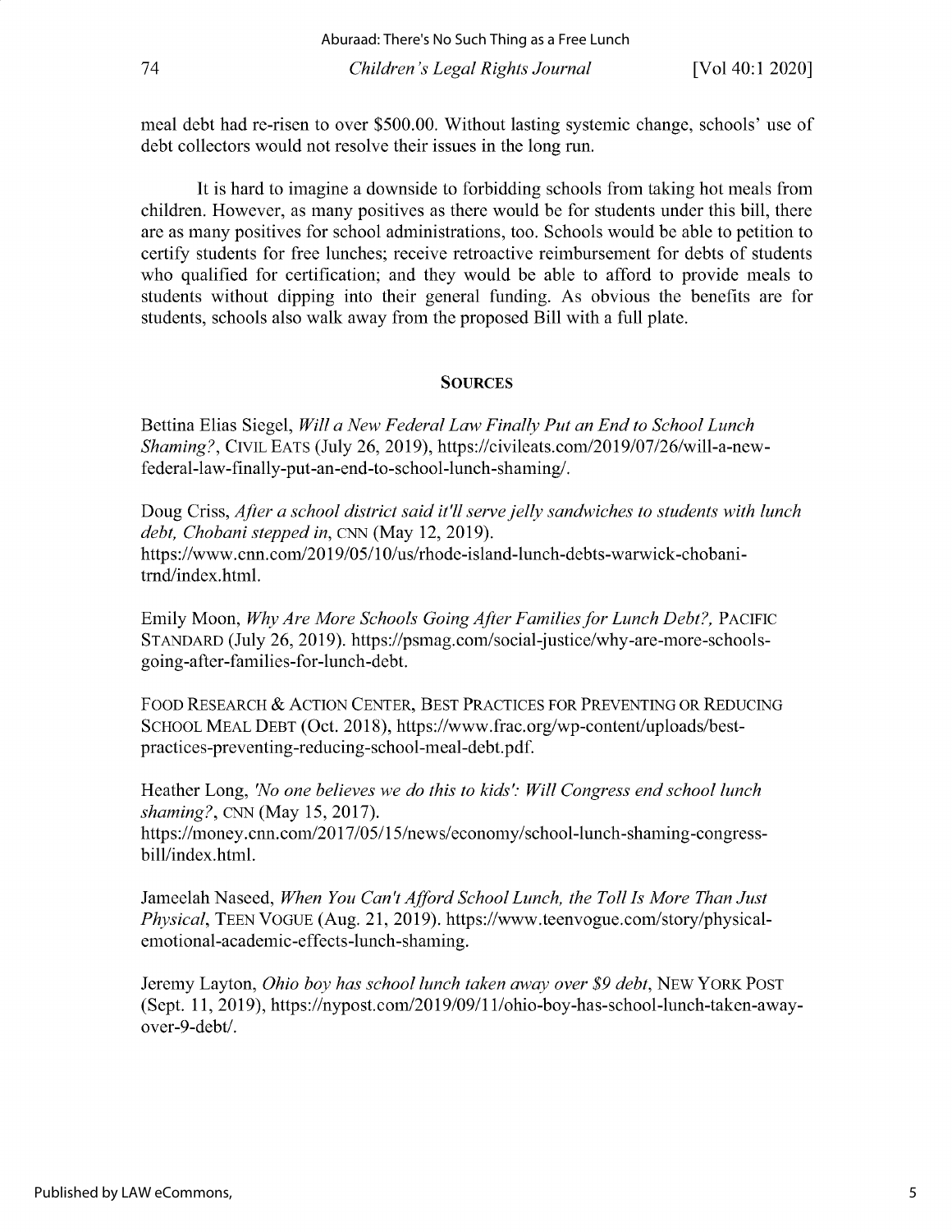meal debt had re-risen to over $500.00. Without lasting systemic change, schools' use of debt collectors would not resolve their issues in the long run.

It is hard to imagine a downside to forbidding schools from taking hot meals from children. However, as many positives as there would be for students under this bill, there are as many positives for school administrations, too. Schools would be able to petition to certify students for free lunches; receive retroactive reimbursement for debts of students who qualified for certification; and they would be able to afford to provide meals to students without dipping into their general funding. As obvious the benefits are for students, schools also walk away from the proposed Bill with a full plate.

## SOURCES

Bettina Elias Siegel, *Will a New Federal Law Finally Put an End to School Lunch Shaming?*, CIVIL EATS (July 26, 2019), https://civileats.com/2019/07/26/will-a-new-federal-law-finally-put-an-end-to-school-lunch-shaming/.

Doug Criss, *After a school district said it'll serve jelly sandwiches to students with lunch debt, Chobani stepped in*, CNN (May 12, 2019). https://www.cnn.com/2019/05/10/us/rhode-island-lunch-debts-warwick-chobani-trnd/index.html.

Emily Moon, *Why Are More Schools Going After Families for Lunch Debt?,* PACIFIC STANDARD (July 26, 2019). https://psmag.com/social-justice/why-are-more-schools-going-after-families-for-lunch-debt.

FOOD RESEARCH & ACTION CENTER, BEST PRACTICES FOR PREVENTING OR REDUCING SCHOOL MEAL DEBT (Oct. 2018), https://www.frac.org/wp-content/uploads/best-practices-preventing-reducing-school-meal-debt.pdf.

Heather Long, *'No one believes we do this to kids': Will Congress end school lunch shaming?*, CNN (May 15, 2017). https://money.cnn.com/2017/05/15/news/economy/school-lunch-shaming-congress-bill/index.html.

Jameelah Naseed, *When You Can't Afford School Lunch, the Toll Is More Than Just Physical*, TEEN VOGUE (Aug. 21, 2019). https://www.teenvogue.com/story/physical-emotional-academic-effects-lunch-shaming.

Jeremy Layton, *Ohio boy has school lunch taken away over $9 debt*, NEW YORK POST (Sept. 11, 2019), https://nypost.com/2019/09/11/ohio-boy-has-school-lunch-taken-away-over-9-debt/.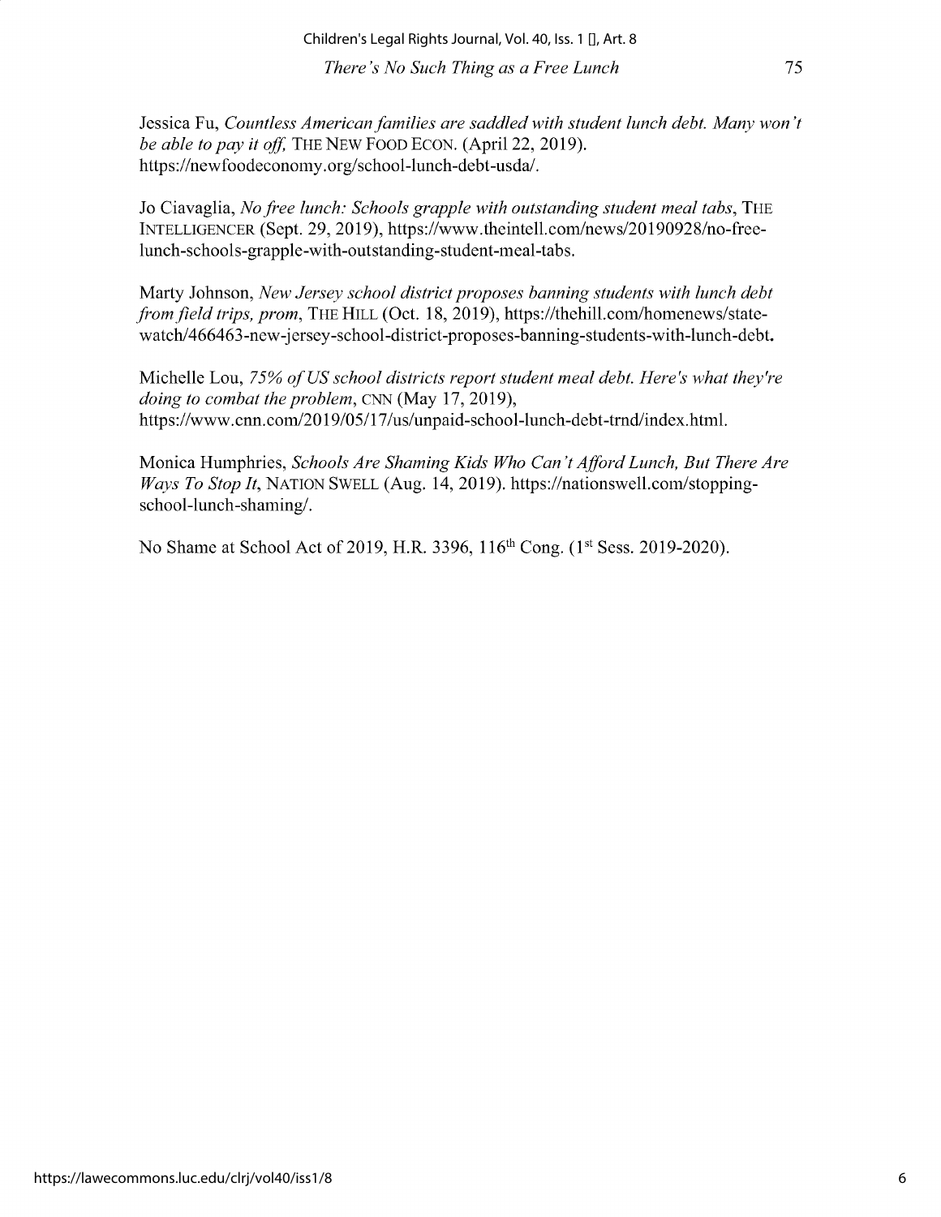Jessica Fu, *Countless American families are saddled with student lunch debt. Many won't be able to pay it off,* THE NEW FOOD ECON. (April 22, 2019). https://newfoodeconomy.org/school-lunch-debt-usda/.

Jo Ciavaglia, *No free lunch: Schools grapple with outstanding student meal tabs*, THE INTELLIGENCER (Sept. 29, 2019), https://www.theintell.com/news/20190928/no-free-lunch-schools-grapple-with-outstanding-student-meal-tabs.

Marty Johnson, *New Jersey school district proposes banning students with lunch debt from field trips, prom*, THE HILL (Oct. 18, 2019), https://thehill.com/homenews/state-watch/466463-new-jersey-school-district-proposes-banning-students-with-lunch-debt.

Michelle Lou, *75% of US school districts report student meal debt. Here's what they're doing to combat the problem*, CNN (May 17, 2019), https://www.cnn.com/2019/05/17/us/unpaid-school-lunch-debt-trnd/index.html.

Monica Humphries, *Schools Are Shaming Kids Who Can't Afford Lunch, But There Are Ways To Stop It*, NATION SWELL (Aug. 14, 2019). https://nationswell.com/stopping-school-lunch-shaming/.

No Shame at School Act of 2019, H.R. 3396, 116th Cong. (1st Sess. 2019-2020).